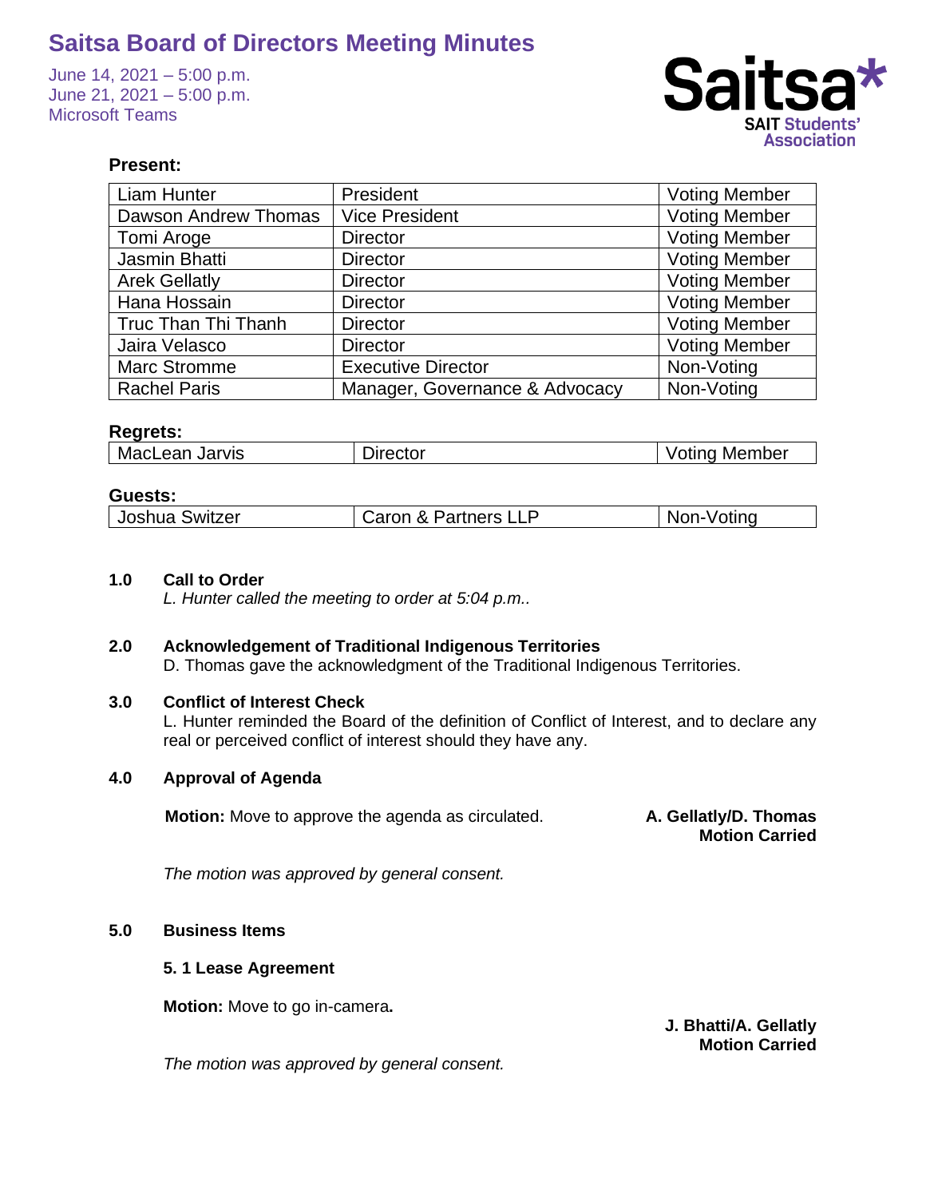# Saitsa Board of Directors Meeting Minutes

June 14, 2021 – 5:00 p.m.
June 21, 2021 – 5:00 p.m.
Microsoft Teams

Saitsa* SAIT Students' Association

**Present:**

| | | |
|---|---|---|
| Liam Hunter | President | Voting Member |
| Dawson Andrew Thomas | Vice President | Voting Member |
| Tomi Aroge | Director | Voting Member |
| Jasmin Bhatti | Director | Voting Member |
| Arek Gellatly | Director | Voting Member |
| Hana Hossain | Director | Voting Member |
| Truc Than Thi Thanh | Director | Voting Member |
| Jaira Velasco | Director | Voting Member |
| Marc Stromme | Executive Director | Non-Voting |
| Rachel Paris | Manager, Governance & Advocacy | Non-Voting |

**Regrets:**

| | | |
|---|---|---|
| MacLean Jarvis | Director | Voting Member |

**Guests:**

| | | |
|---|---|---|
| Joshua Switzer | Caron & Partners LLP | Non-Voting |

**1.0 Call to Order**

*L. Hunter called the meeting to order at 5:04 p.m..*

**2.0 Acknowledgement of Traditional Indigenous Territories**

D. Thomas gave the acknowledgment of the Traditional Indigenous Territories.

**3.0 Conflict of Interest Check**

L. Hunter reminded the Board of the definition of Conflict of Interest, and to declare any real or perceived conflict of interest should they have any.

**4.0 Approval of Agenda**

**Motion:** Move to approve the agenda as circulated.

**A. Gellatly/D. Thomas**
**Motion Carried**

*The motion was approved by general consent.*

**5.0 Business Items**

**5. 1 Lease Agreement**

**Motion:** Move to go in-camera**.**

**J. Bhatti/A. Gellatly**
**Motion Carried**

*The motion was approved by general consent.*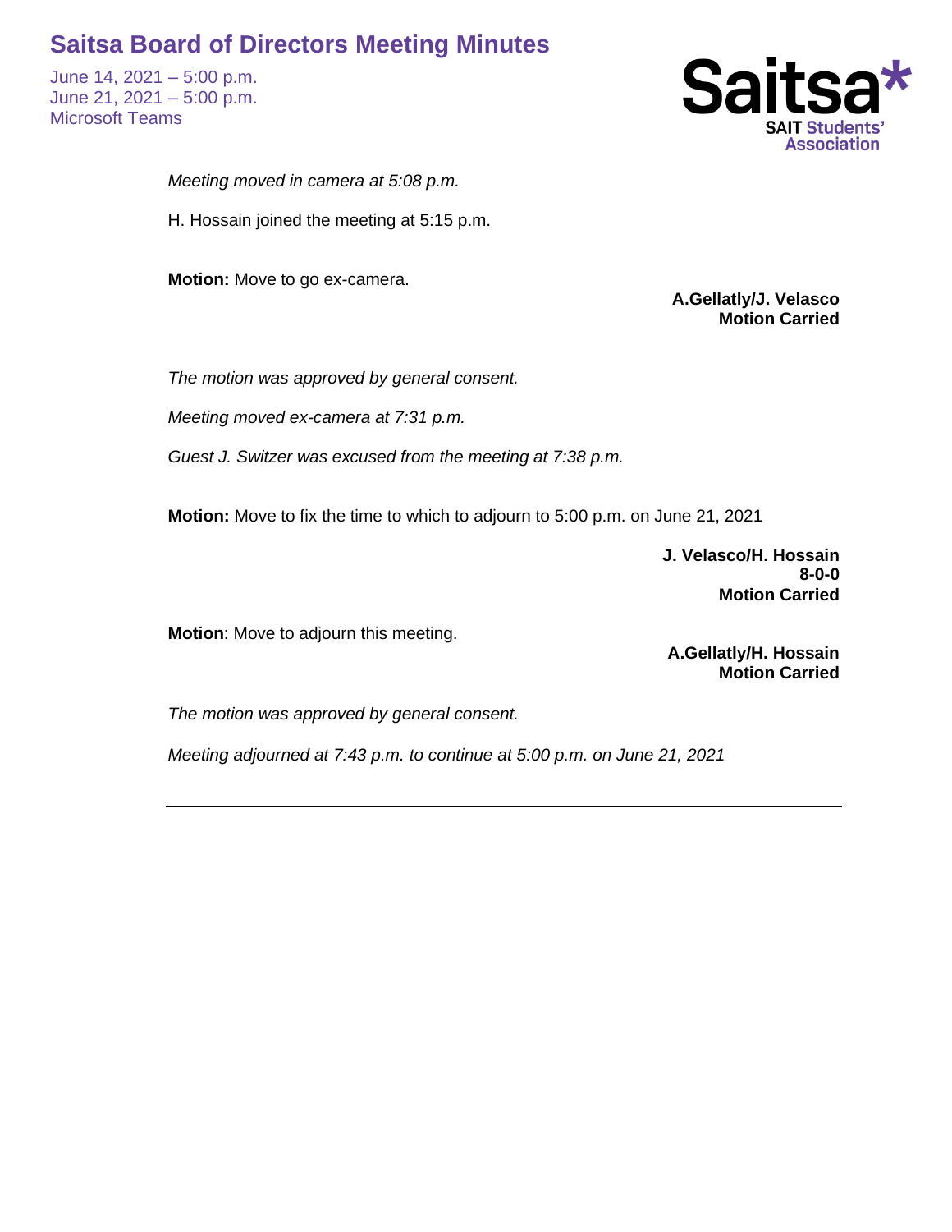*Meeting moved in camera at 5:08 p.m.*

H. Hossain joined the meeting at 5:15 p.m.

**Motion:** Move to go ex-camera.

**A.Gellatly/J. Velasco**
**Motion Carried**

*The motion was approved by general consent.*

*Meeting moved ex-camera at 7:31 p.m.*

*Guest J. Switzer was excused from the meeting at 7:38 p.m.*

**Motion:** Move to fix the time to which to adjourn to 5:00 p.m. on June 21, 2021

**J. Velasco/H. Hossain**
**8-0-0**
**Motion Carried**

**Motion**: Move to adjourn this meeting.

**A.Gellatly/H. Hossain**
**Motion Carried**

*The motion was approved by general consent.*

*Meeting adjourned at 7:43 p.m. to continue at 5:00 p.m. on June 21, 2021*

---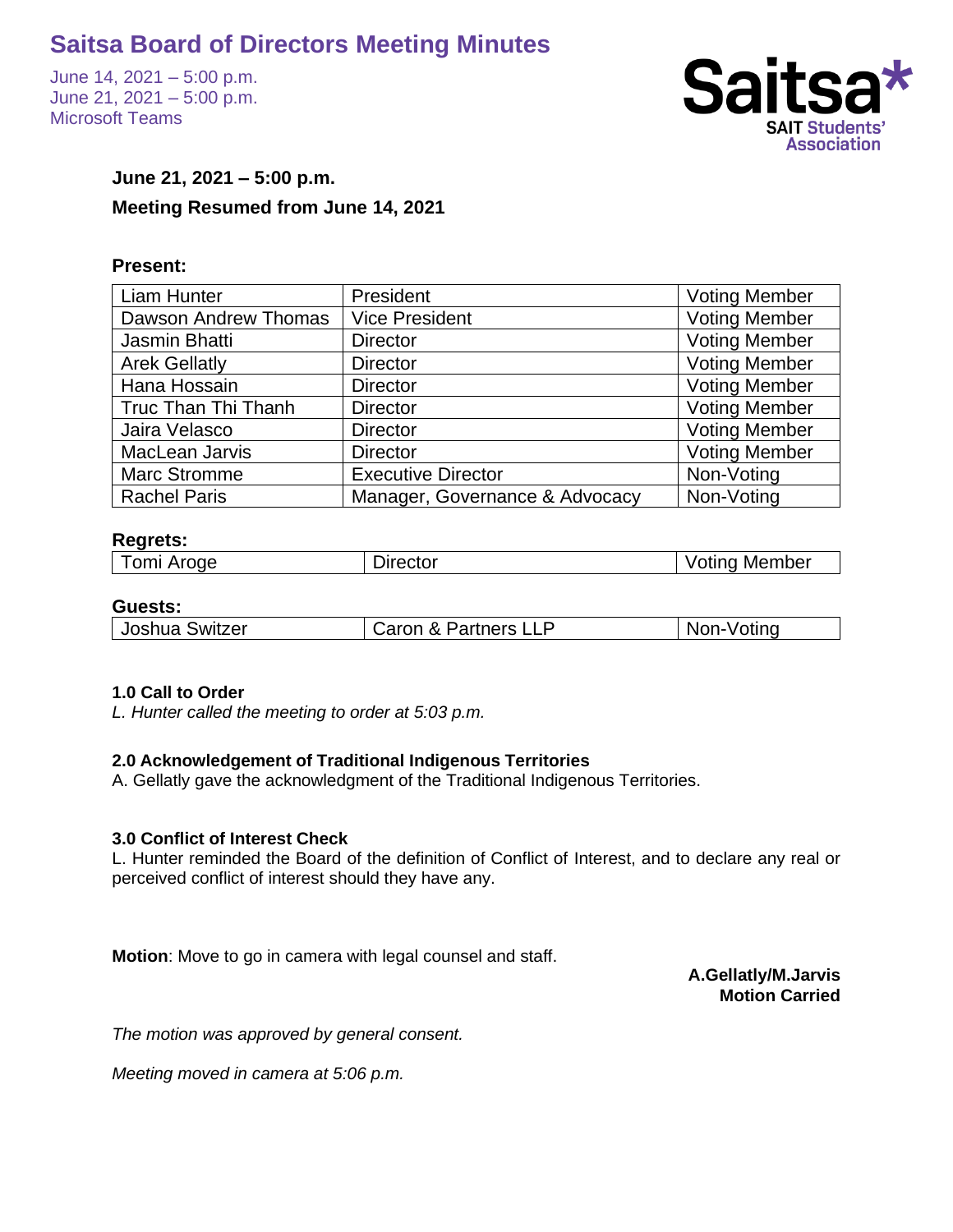# Saitsa Board of Directors Meeting Minutes

June 14, 2021 – 5:00 p.m.
June 21, 2021 – 5:00 p.m.
Microsoft Teams

Saitsa* SAIT Students' Association

**June 21, 2021 – 5:00 p.m.**

**Meeting Resumed from June 14, 2021**

**Present:**

| | | |
|---|---|---|
| Liam Hunter | President | Voting Member |
| Dawson Andrew Thomas | Vice President | Voting Member |
| Jasmin Bhatti | Director | Voting Member |
| Arek Gellatly | Director | Voting Member |
| Hana Hossain | Director | Voting Member |
| Truc Than Thi Thanh | Director | Voting Member |
| Jaira Velasco | Director | Voting Member |
| MacLean Jarvis | Director | Voting Member |
| Marc Stromme | Executive Director | Non-Voting |
| Rachel Paris | Manager, Governance & Advocacy | Non-Voting |

**Regrets:**

| | | |
|---|---|---|
| Tomi Aroge | Director | Voting Member |

**Guests:**

| | | |
|---|---|---|
| Joshua Switzer | Caron & Partners LLP | Non-Voting |

**1.0 Call to Order**

*L. Hunter called the meeting to order at 5:03 p.m.*

**2.0 Acknowledgement of Traditional Indigenous Territories**

A. Gellatly gave the acknowledgment of the Traditional Indigenous Territories.

**3.0 Conflict of Interest Check**

L. Hunter reminded the Board of the definition of Conflict of Interest, and to declare any real or perceived conflict of interest should they have any.

**Motion**: Move to go in camera with legal counsel and staff.

**A.Gellatly/M.Jarvis**
**Motion Carried**

*The motion was approved by general consent.*

*Meeting moved in camera at 5:06 p.m.*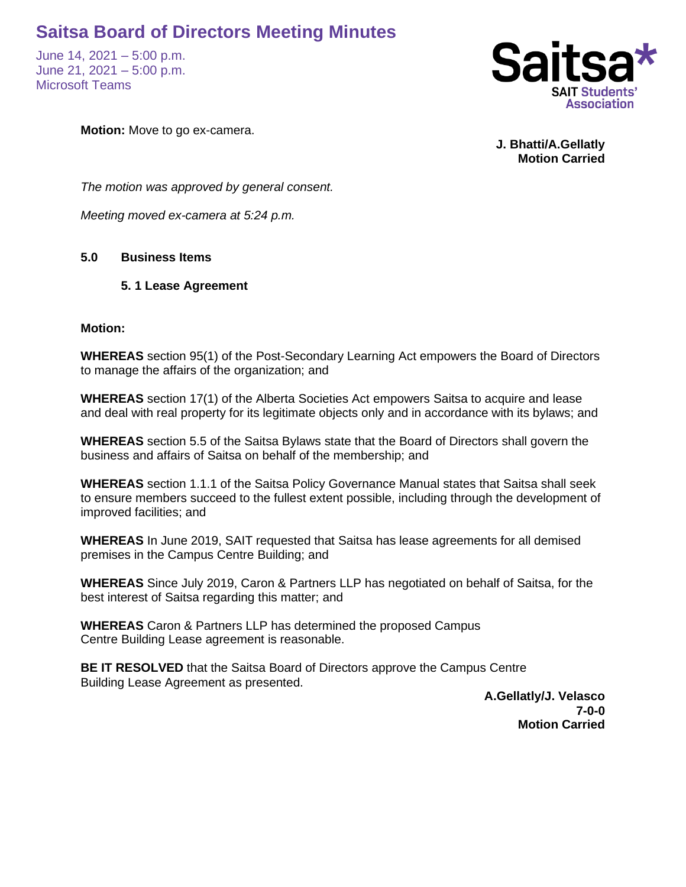**Motion:** Move to go ex-camera.

**J. Bhatti/A.Gellatly**
**Motion Carried**

*The motion was approved by general consent.*

*Meeting moved ex-camera at 5:24 p.m.*

## 5.0 Business Items

### 5. 1 Lease Agreement

**Motion:**

**WHEREAS** section 95(1) of the Post-Secondary Learning Act empowers the Board of Directors to manage the affairs of the organization; and

**WHEREAS** section 17(1) of the Alberta Societies Act empowers Saitsa to acquire and lease and deal with real property for its legitimate objects only and in accordance with its bylaws; and

**WHEREAS** section 5.5 of the Saitsa Bylaws state that the Board of Directors shall govern the business and affairs of Saitsa on behalf of the membership; and

**WHEREAS** section 1.1.1 of the Saitsa Policy Governance Manual states that Saitsa shall seek to ensure members succeed to the fullest extent possible, including through the development of improved facilities; and

**WHEREAS** In June 2019, SAIT requested that Saitsa has lease agreements for all demised premises in the Campus Centre Building; and

**WHEREAS** Since July 2019, Caron & Partners LLP has negotiated on behalf of Saitsa, for the best interest of Saitsa regarding this matter; and

**WHEREAS** Caron & Partners LLP has determined the proposed Campus Centre Building Lease agreement is reasonable.

**BE IT RESOLVED** that the Saitsa Board of Directors approve the Campus Centre Building Lease Agreement as presented.

**A.Gellatly/J. Velasco**
**7-0-0**
**Motion Carried**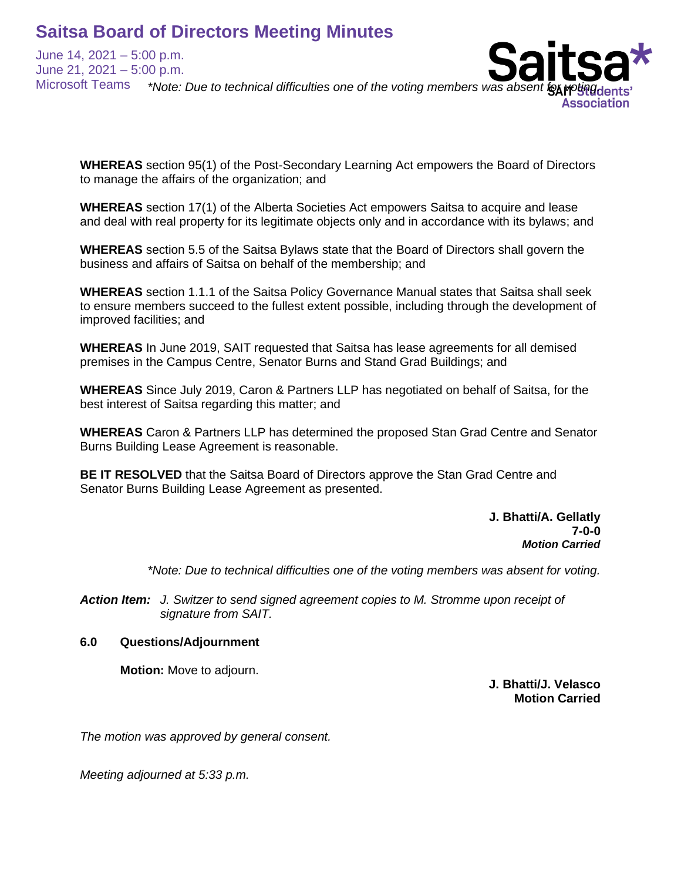**WHEREAS** section 95(1) of the Post-Secondary Learning Act empowers the Board of Directors to manage the affairs of the organization; and

**WHEREAS** section 17(1) of the Alberta Societies Act empowers Saitsa to acquire and lease and deal with real property for its legitimate objects only and in accordance with its bylaws; and

**WHEREAS** section 5.5 of the Saitsa Bylaws state that the Board of Directors shall govern the business and affairs of Saitsa on behalf of the membership; and

**WHEREAS** section 1.1.1 of the Saitsa Policy Governance Manual states that Saitsa shall seek to ensure members succeed to the fullest extent possible, including through the development of improved facilities; and

**WHEREAS** In June 2019, SAIT requested that Saitsa has lease agreements for all demised premises in the Campus Centre, Senator Burns and Stand Grad Buildings; and

**WHEREAS** Since July 2019, Caron & Partners LLP has negotiated on behalf of Saitsa, for the best interest of Saitsa regarding this matter; and

**WHEREAS** Caron & Partners LLP has determined the proposed Stan Grad Centre and Senator Burns Building Lease Agreement is reasonable.

**BE IT RESOLVED** that the Saitsa Board of Directors approve the Stan Grad Centre and Senator Burns Building Lease Agreement as presented.

**J. Bhatti/A. Gellatly**
**7-0-0**
***Motion Carried***

*\*Note: Due to technical difficulties one of the voting members was absent for voting.*

***Action Item:*** *J. Switzer to send signed agreement copies to M. Stromme upon receipt of signature from SAIT.*

## 6.0 Questions/Adjournment

**Motion:** Move to adjourn.

**J. Bhatti/J. Velasco**
**Motion Carried**

*The motion was approved by general consent.*

*Meeting adjourned at 5:33 p.m.*